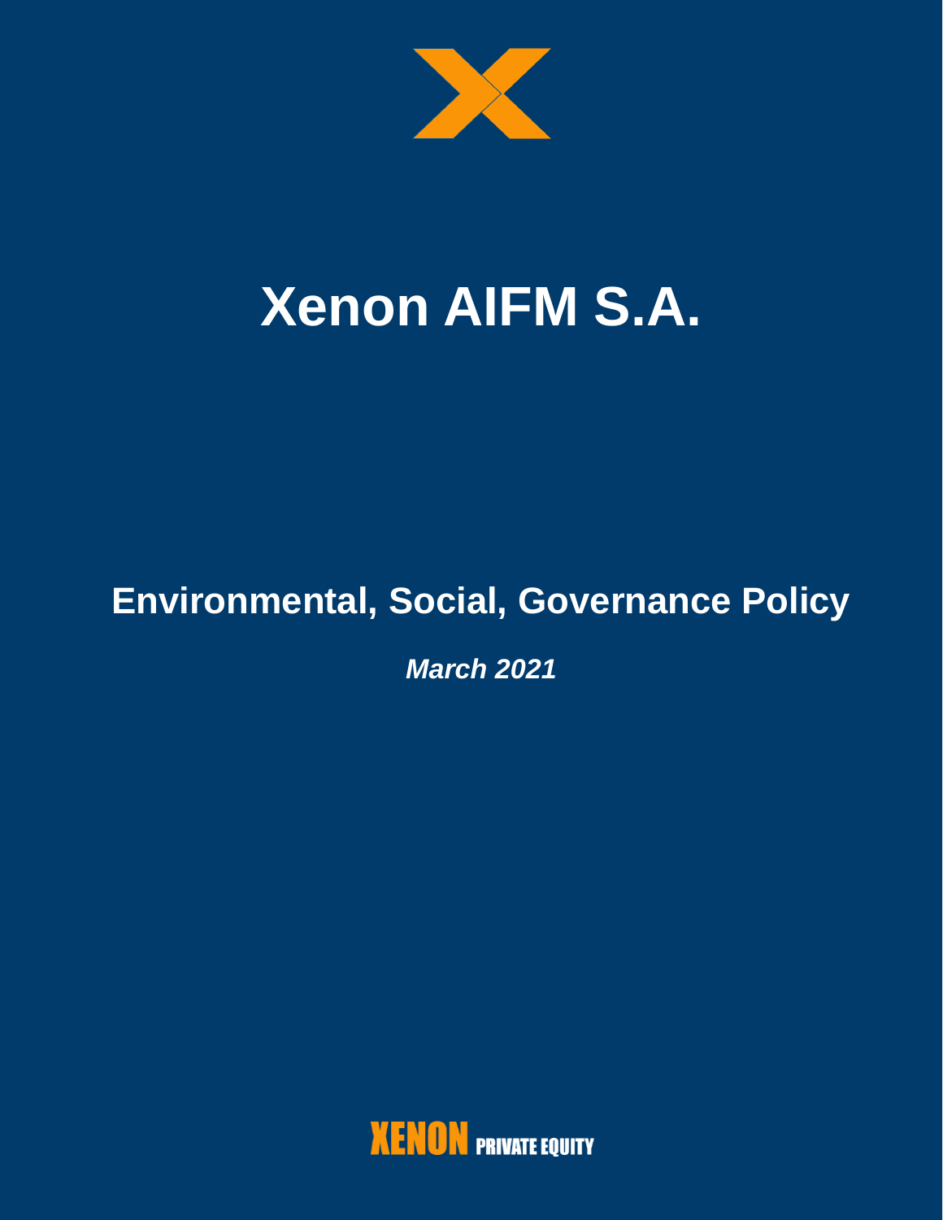# Xenon AIFM S.A.

## Environmental, Social, Governance Policy

***March 2021***

**XENON PRIVATE EQUITY**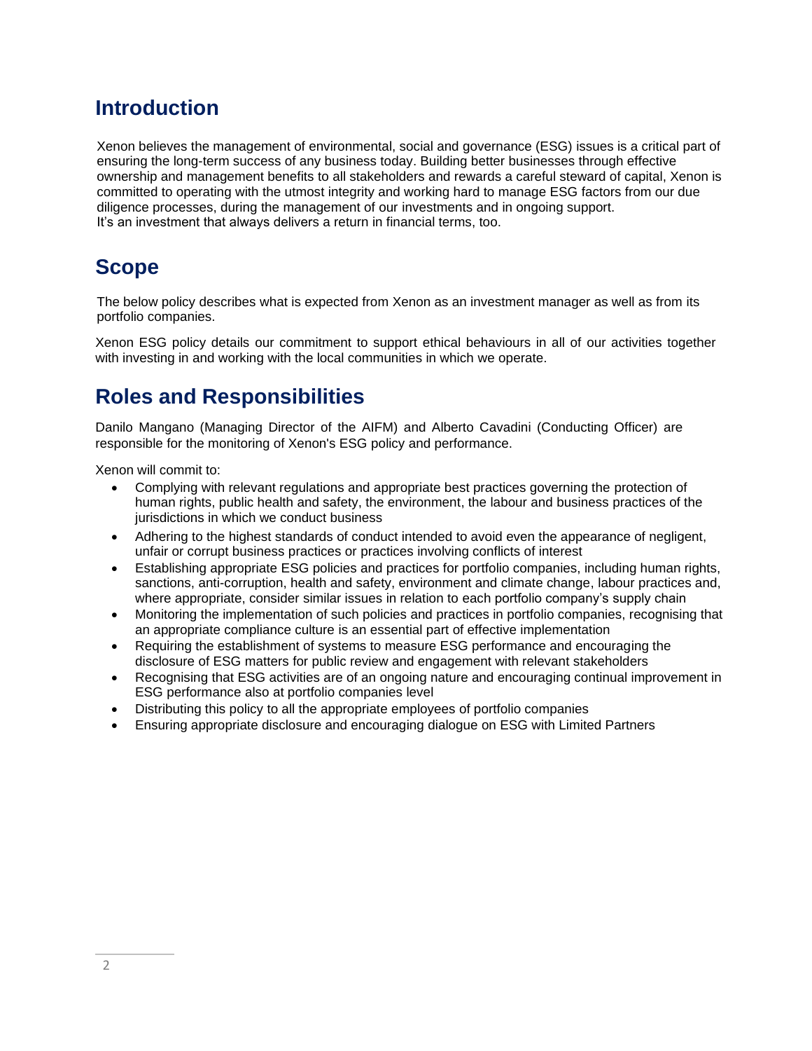## Introduction

Xenon believes the management of environmental, social and governance (ESG) issues is a critical part of ensuring the long-term success of any business today. Building better businesses through effective ownership and management benefits to all stakeholders and rewards a careful steward of capital, Xenon is committed to operating with the utmost integrity and working hard to manage ESG factors from our due diligence processes, during the management of our investments and in ongoing support.
It's an investment that always delivers a return in financial terms, too.

## Scope

The below policy describes what is expected from Xenon as an investment manager as well as from its portfolio companies.

Xenon ESG policy details our commitment to support ethical behaviours in all of our activities together with investing in and working with the local communities in which we operate.

## Roles and Responsibilities

Danilo Mangano (Managing Director of the AIFM) and Alberto Cavadini (Conducting Officer) are responsible for the monitoring of Xenon's ESG policy and performance.

Xenon will commit to:

- Complying with relevant regulations and appropriate best practices governing the protection of human rights, public health and safety, the environment, the labour and business practices of the jurisdictions in which we conduct business
- Adhering to the highest standards of conduct intended to avoid even the appearance of negligent, unfair or corrupt business practices or practices involving conflicts of interest
- Establishing appropriate ESG policies and practices for portfolio companies, including human rights, sanctions, anti-corruption, health and safety, environment and climate change, labour practices and, where appropriate, consider similar issues in relation to each portfolio company's supply chain
- Monitoring the implementation of such policies and practices in portfolio companies, recognising that an appropriate compliance culture is an essential part of effective implementation
- Requiring the establishment of systems to measure ESG performance and encouraging the disclosure of ESG matters for public review and engagement with relevant stakeholders
- Recognising that ESG activities are of an ongoing nature and encouraging continual improvement in ESG performance also at portfolio companies level
- Distributing this policy to all the appropriate employees of portfolio companies
- Ensuring appropriate disclosure and encouraging dialogue on ESG with Limited Partners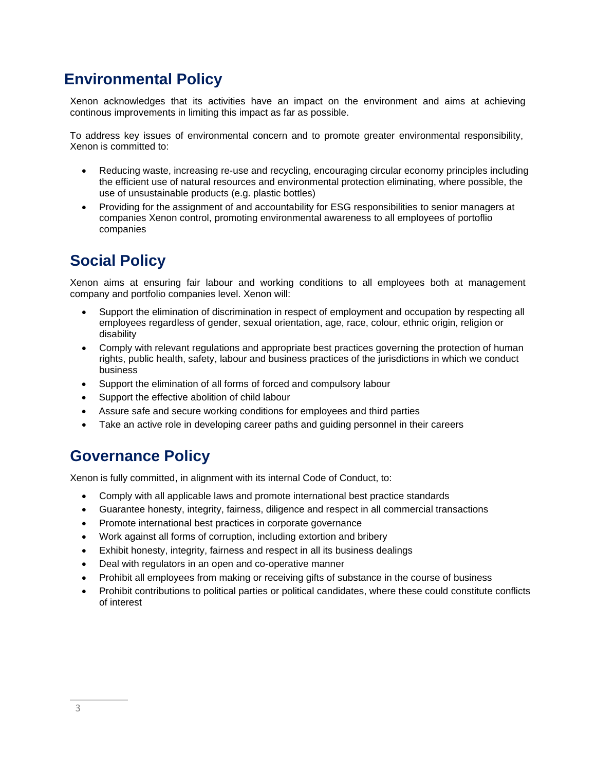## Environmental Policy

Xenon acknowledges that its activities have an impact on the environment and aims at achieving continous improvements in limiting this impact as far as possible.

To address key issues of environmental concern and to promote greater environmental responsibility, Xenon is committed to:

- Reducing waste, increasing re-use and recycling, encouraging circular economy principles including the efficient use of natural resources and environmental protection eliminating, where possible, the use of unsustainable products (e.g. plastic bottles)
- Providing for the assignment of and accountability for ESG responsibilities to senior managers at companies Xenon control, promoting environmental awareness to all employees of portoflio companies

## Social Policy

Xenon aims at ensuring fair labour and working conditions to all employees both at management company and portfolio companies level. Xenon will:

- Support the elimination of discrimination in respect of employment and occupation by respecting all employees regardless of gender, sexual orientation, age, race, colour, ethnic origin, religion or disability
- Comply with relevant regulations and appropriate best practices governing the protection of human rights, public health, safety, labour and business practices of the jurisdictions in which we conduct business
- Support the elimination of all forms of forced and compulsory labour
- Support the effective abolition of child labour
- Assure safe and secure working conditions for employees and third parties
- Take an active role in developing career paths and guiding personnel in their careers

## Governance Policy

Xenon is fully committed, in alignment with its internal Code of Conduct, to:

- Comply with all applicable laws and promote international best practice standards
- Guarantee honesty, integrity, fairness, diligence and respect in all commercial transactions
- Promote international best practices in corporate governance
- Work against all forms of corruption, including extortion and bribery
- Exhibit honesty, integrity, fairness and respect in all its business dealings
- Deal with regulators in an open and co-operative manner
- Prohibit all employees from making or receiving gifts of substance in the course of business
- Prohibit contributions to political parties or political candidates, where these could constitute conflicts of interest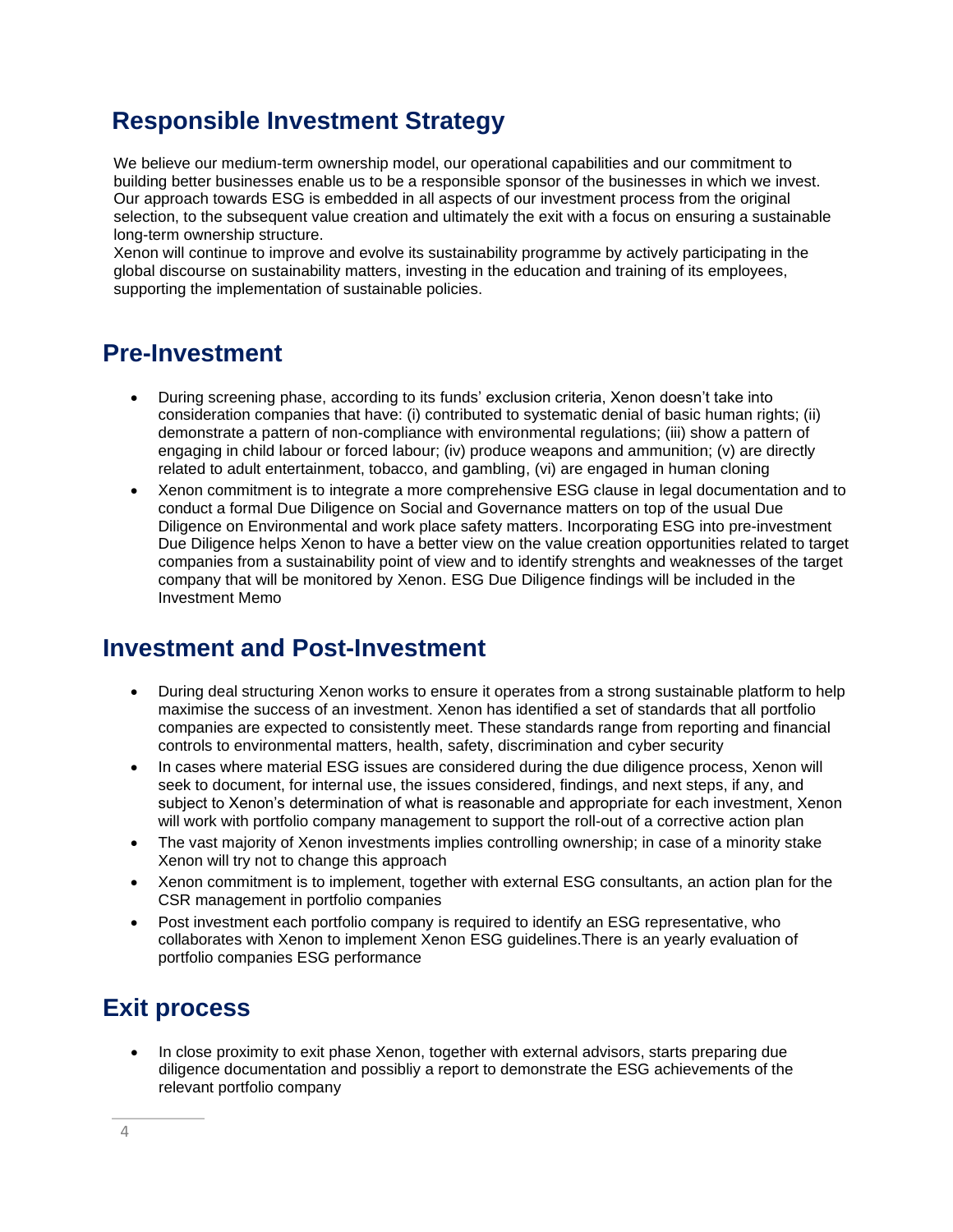## Responsible Investment Strategy

We believe our medium-term ownership model, our operational capabilities and our commitment to building better businesses enable us to be a responsible sponsor of the businesses in which we invest. Our approach towards ESG is embedded in all aspects of our investment process from the original selection, to the subsequent value creation and ultimately the exit with a focus on ensuring a sustainable long-term ownership structure.
Xenon will continue to improve and evolve its sustainability programme by actively participating in the global discourse on sustainability matters, investing in the education and training of its employees, supporting the implementation of sustainable policies.

## Pre-Investment

- During screening phase, according to its funds' exclusion criteria, Xenon doesn't take into consideration companies that have: (i) contributed to systematic denial of basic human rights; (ii) demonstrate a pattern of non-compliance with environmental regulations; (iii) show a pattern of engaging in child labour or forced labour; (iv) produce weapons and ammunition; (v) are directly related to adult entertainment, tobacco, and gambling, (vi) are engaged in human cloning
- Xenon commitment is to integrate a more comprehensive ESG clause in legal documentation and to conduct a formal Due Diligence on Social and Governance matters on top of the usual Due Diligence on Environmental and work place safety matters. Incorporating ESG into pre-investment Due Diligence helps Xenon to have a better view on the value creation opportunities related to target companies from a sustainability point of view and to identify strenghts and weaknesses of the target company that will be monitored by Xenon. ESG Due Diligence findings will be included in the Investment Memo

## Investment and Post-Investment

- During deal structuring Xenon works to ensure it operates from a strong sustainable platform to help maximise the success of an investment. Xenon has identified a set of standards that all portfolio companies are expected to consistently meet. These standards range from reporting and financial controls to environmental matters, health, safety, discrimination and cyber security
- In cases where material ESG issues are considered during the due diligence process, Xenon will seek to document, for internal use, the issues considered, findings, and next steps, if any, and subject to Xenon's determination of what is reasonable and appropriate for each investment, Xenon will work with portfolio company management to support the roll-out of a corrective action plan
- The vast majority of Xenon investments implies controlling ownership; in case of a minority stake Xenon will try not to change this approach
- Xenon commitment is to implement, together with external ESG consultants, an action plan for the CSR management in portfolio companies
- Post investment each portfolio company is required to identify an ESG representative, who collaborates with Xenon to implement Xenon ESG guidelines.There is an yearly evaluation of portfolio companies ESG performance

## Exit process

- In close proximity to exit phase Xenon, together with external advisors, starts preparing due diligence documentation and possibliy a report to demonstrate the ESG achievements of the relevant portfolio company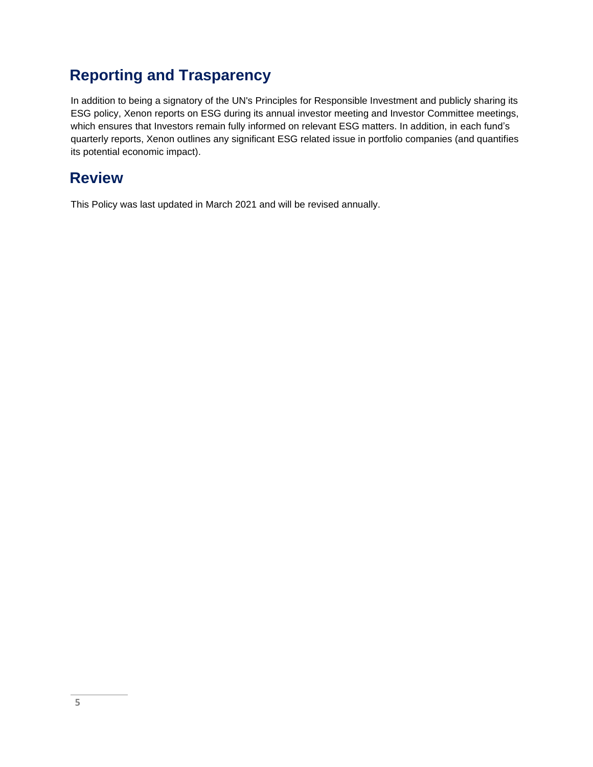## Reporting and Trasparency

In addition to being a signatory of the UN's Principles for Responsible Investment and publicly sharing its ESG policy, Xenon reports on ESG during its annual investor meeting and Investor Committee meetings, which ensures that Investors remain fully informed on relevant ESG matters. In addition, in each fund's quarterly reports, Xenon outlines any significant ESG related issue in portfolio companies (and quantifies its potential economic impact).

## Review

This Policy was last updated in March 2021 and will be revised annually.